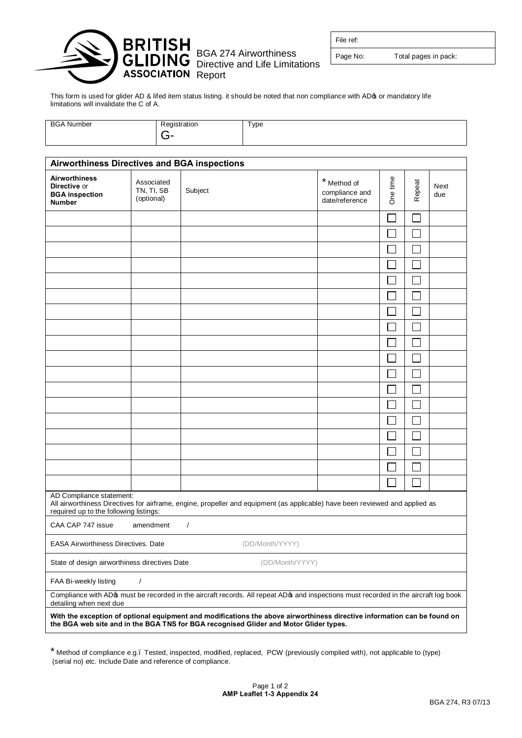# BGA 274 Airworthiness Directive and Life Limitations Report

| File ref: | |
|---|---|
| Page No: | Total pages in pack: |

This form is used for glider AD & lifed item status listing. it should be noted that non compliance with AD's or mandatory life limitations will invalidate the C of A.

| BGA Number | Registration | Type |
|---|---|---|
| | G- | |

## Airworthiness Directives and BGA inspections

| Airworthiness Directive or BGA inspection Number | Associated TN, TI, SB (optional) | Subject | * Method of compliance and date/reference | One time | Repeat | Next due |
|---|---|---|---|---|---|---|
| | | | | ☐ | ☐ | |
| | | | | ☐ | ☐ | |
| | | | | ☐ | ☐ | |
| | | | | ☐ | ☐ | |
| | | | | ☐ | ☐ | |
| | | | | ☐ | ☐ | |
| | | | | ☐ | ☐ | |
| | | | | ☐ | ☐ | |
| | | | | ☐ | ☐ | |
| | | | | ☐ | ☐ | |
| | | | | ☐ | ☐ | |
| | | | | ☐ | ☐ | |
| | | | | ☐ | ☐ | |
| | | | | ☐ | ☐ | |
| | | | | ☐ | ☐ | |
| | | | | ☐ | ☐ | |
| | | | | ☐ | ☐ | |
| | | | | ☐ | ☐ | |

AD Compliance statement:
All airworthiness Directives for airframe, engine, propeller and equipment (as applicable) have been reviewed and applied as required up to the following listings:

CAA CAP 747 issue amendment /

EASA Airworthiness Directives. Date (DD/Month/YYYY)

State of design airworthiness directives Date (DD/Month/YYYY)

FAA Bi-weekly listing /

Compliance with AD's must be recorded in the aircraft records. All repeat AD's and inspections must recorded in the aircraft log book detailing when next due

**With the exception of optional equipment and modifications the above airworthiness directive information can be found on the BGA web site and in the BGA TNS for BGA recognised Glider and Motor Glider types.**

* Method of compliance e.g.– Tested, inspected, modified, replaced, PCW (previously complied with), not applicable to (type) (serial no) etc. Include Date and reference of compliance.

**AMP Leaflet 1-3 Appendix 24**

BGA 274, R3 07/13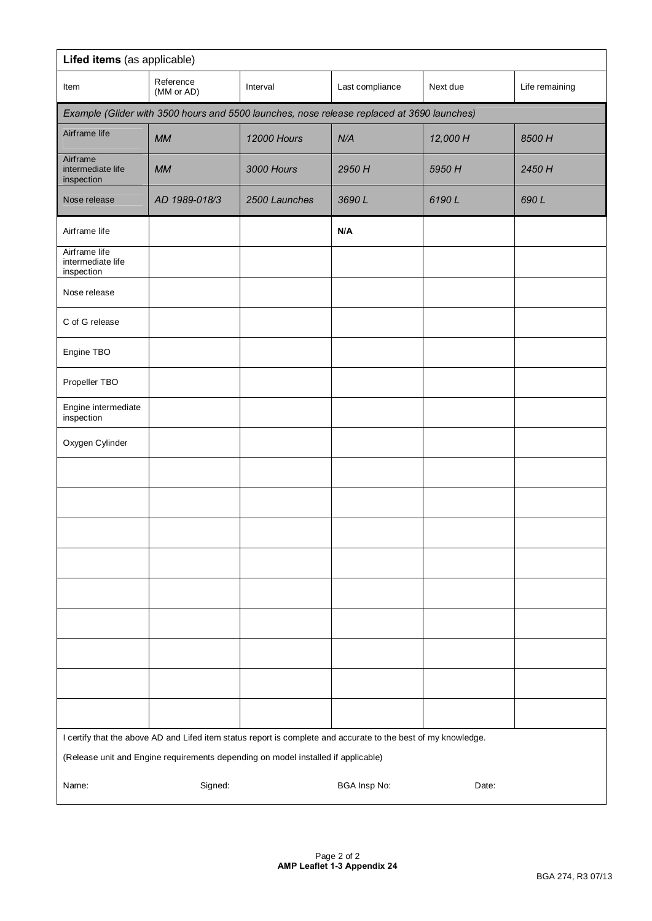**Lifed items** (as applicable)

| Item | Reference (MM or AD) | Interval | Last compliance | Next due | Life remaining |
|---|---|---|---|---|---|
| *Example (Glider with 3500 hours and 5500 launches, nose release replaced at 3690 launches)* | | | | | |
| Airframe life | *MM* | *12000 Hours* | *N/A* | *12,000 H* | *8500 H* |
| Airframe intermediate life inspection | *MM* | *3000 Hours* | *2950 H* | *5950 H* | *2450 H* |
| Nose release | *AD 1989-018/3* | *2500 Launches* | *3690 L* | *6190 L* | *690 L* |
| Airframe life | | | **N/A** | | |
| Airframe life intermediate life inspection | | | | | |
| Nose release | | | | | |
| C of G release | | | | | |
| Engine TBO | | | | | |
| Propeller TBO | | | | | |
| Engine intermediate inspection | | | | | |
| Oxygen Cylinder | | | | | |
| | | | | | |
| | | | | | |
| | | | | | |
| | | | | | |
| | | | | | |
| | | | | | |
| | | | | | |
| | | | | | |
| | | | | | |

I certify that the above AD and Lifed item status report is complete and accurate to the best of my knowledge.

(Release unit and Engine requirements depending on model installed if applicable)

Name: Signed: BGA Insp No: Date:

**AMP Leaflet 1-3 Appendix 24**

BGA 274, R3 07/13